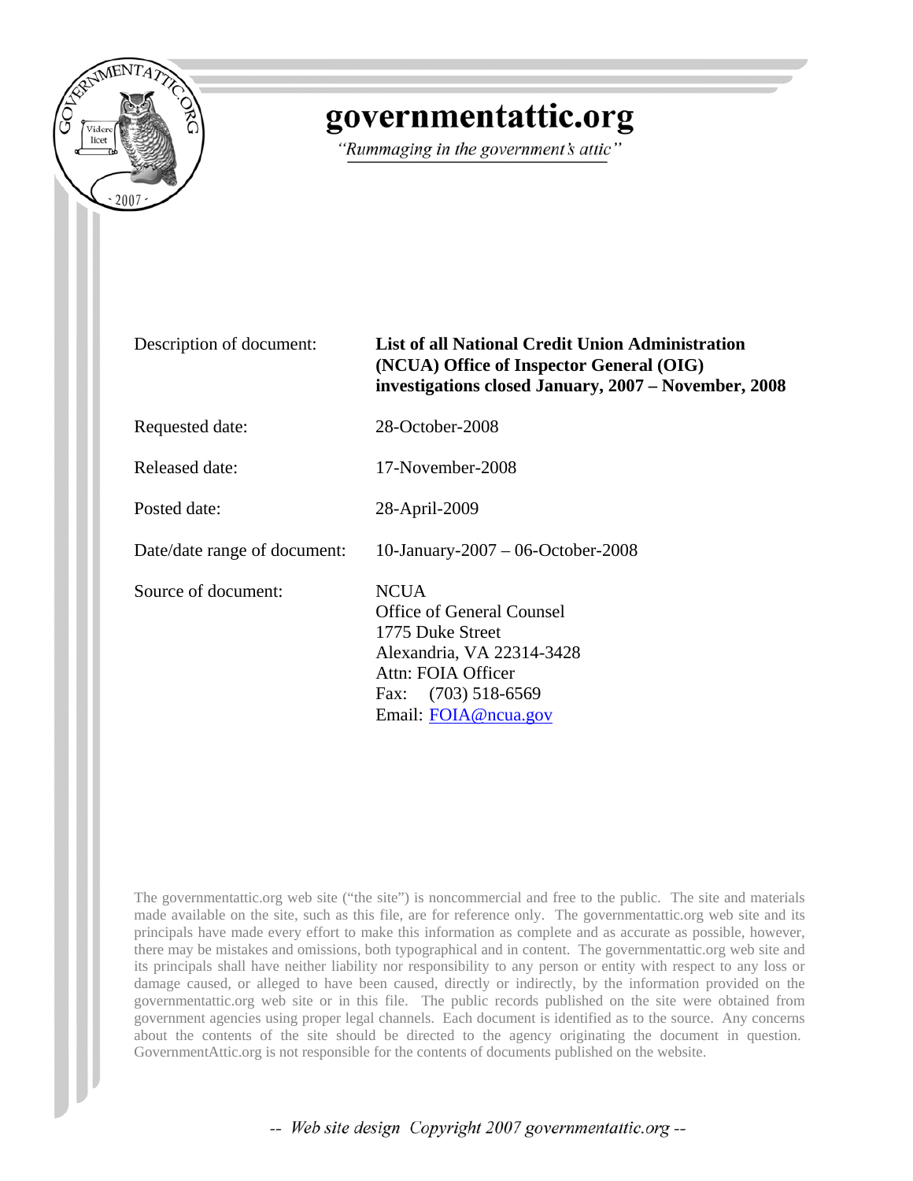# governmentattic.org

*"Rummaging in the government's attic"*

| | |
|---|---|
| Description of document: | **List of all National Credit Union Administration (NCUA) Office of Inspector General (OIG) investigations closed January, 2007 – November, 2008** |
| Requested date: | 28-October-2008 |
| Released date: | 17-November-2008 |
| Posted date: | 28-April-2009 |
| Date/date range of document: | 10-January-2007 – 06-October-2008 |
| Source of document: | NCUA<br>Office of General Counsel<br>1775 Duke Street<br>Alexandria, VA 22314-3428<br>Attn: FOIA Officer<br>Fax: (703) 518-6569<br>Email: FOIA@ncua.gov |

The governmentattic.org web site ("the site") is noncommercial and free to the public. The site and materials made available on the site, such as this file, are for reference only. The governmentattic.org web site and its principals have made every effort to make this information as complete and as accurate as possible, however, there may be mistakes and omissions, both typographical and in content. The governmentattic.org web site and its principals shall have neither liability nor responsibility to any person or entity with respect to any loss or damage caused, or alleged to have been caused, directly or indirectly, by the information provided on the governmentattic.org web site or in this file. The public records published on the site were obtained from government agencies using proper legal channels. Each document is identified as to the source. Any concerns about the contents of the site should be directed to the agency originating the document in question. GovernmentAttic.org is not responsible for the contents of documents published on the website.

*-- Web site design Copyright 2007 governmentattic.org --*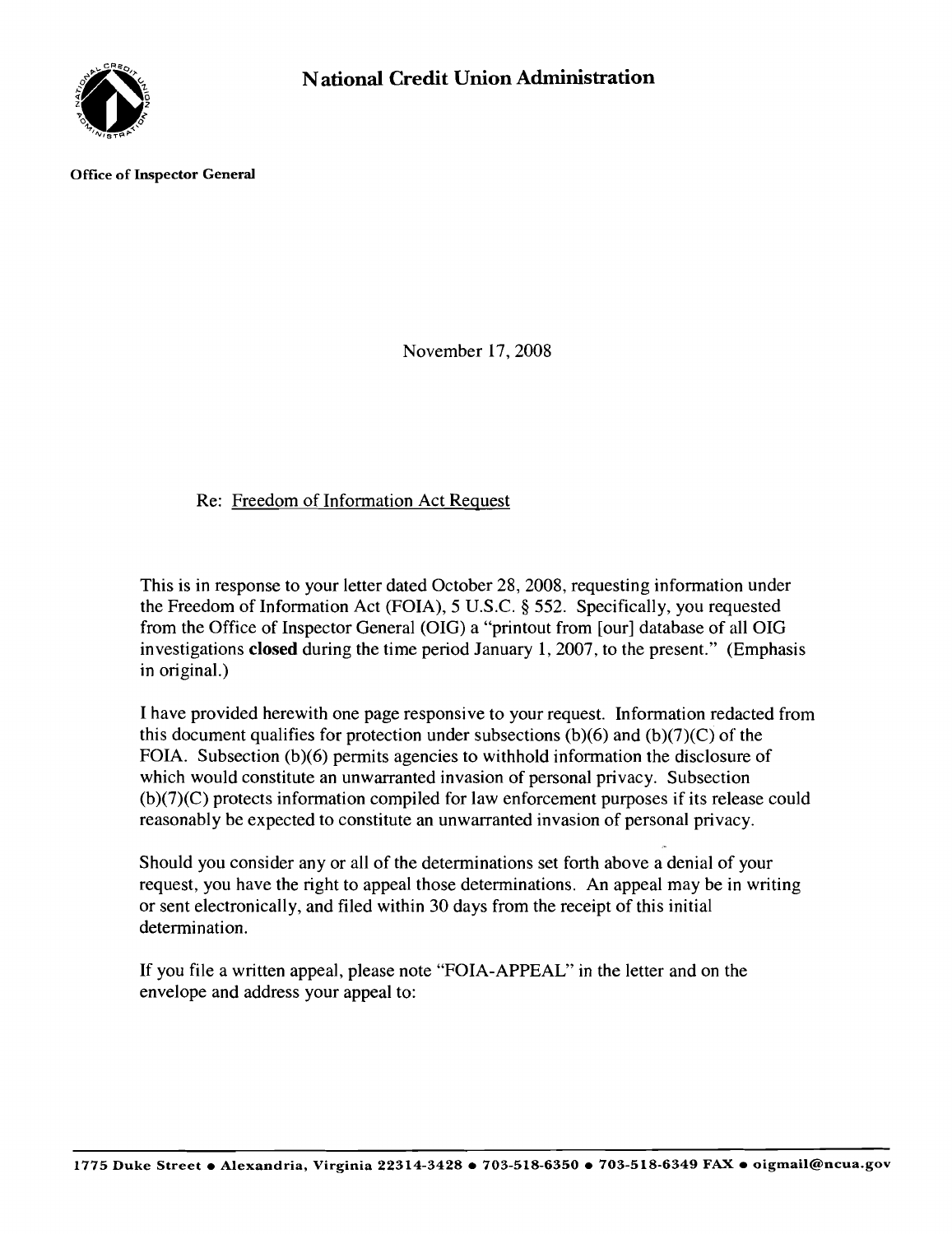# National Credit Union Administration

**Office of Inspector General**

November 17, 2008

Re: Freedom of Information Act Request

This is in response to your letter dated October 28, 2008, requesting information under the Freedom of Information Act (FOIA), 5 U.S.C. § 552. Specifically, you requested from the Office of Inspector General (OIG) a "printout from [our] database of all OIG investigations **closed** during the time period January 1, 2007, to the present." (Emphasis in original.)

I have provided herewith one page responsive to your request. Information redacted from this document qualifies for protection under subsections (b)(6) and (b)(7)(C) of the FOIA. Subsection (b)(6) permits agencies to withhold information the disclosure of which would constitute an unwarranted invasion of personal privacy. Subsection (b)(7)(C) protects information compiled for law enforcement purposes if its release could reasonably be expected to constitute an unwarranted invasion of personal privacy.

Should you consider any or all of the determinations set forth above a denial of your request, you have the right to appeal those determinations. An appeal may be in writing or sent electronically, and filed within 30 days from the receipt of this initial determination.

If you file a written appeal, please note "FOIA-APPEAL" in the letter and on the envelope and address your appeal to:

**1775 Duke Street • Alexandria, Virginia 22314-3428 • 703-518-6350 • 703-518-6349 FAX • oigmail@ncua.gov**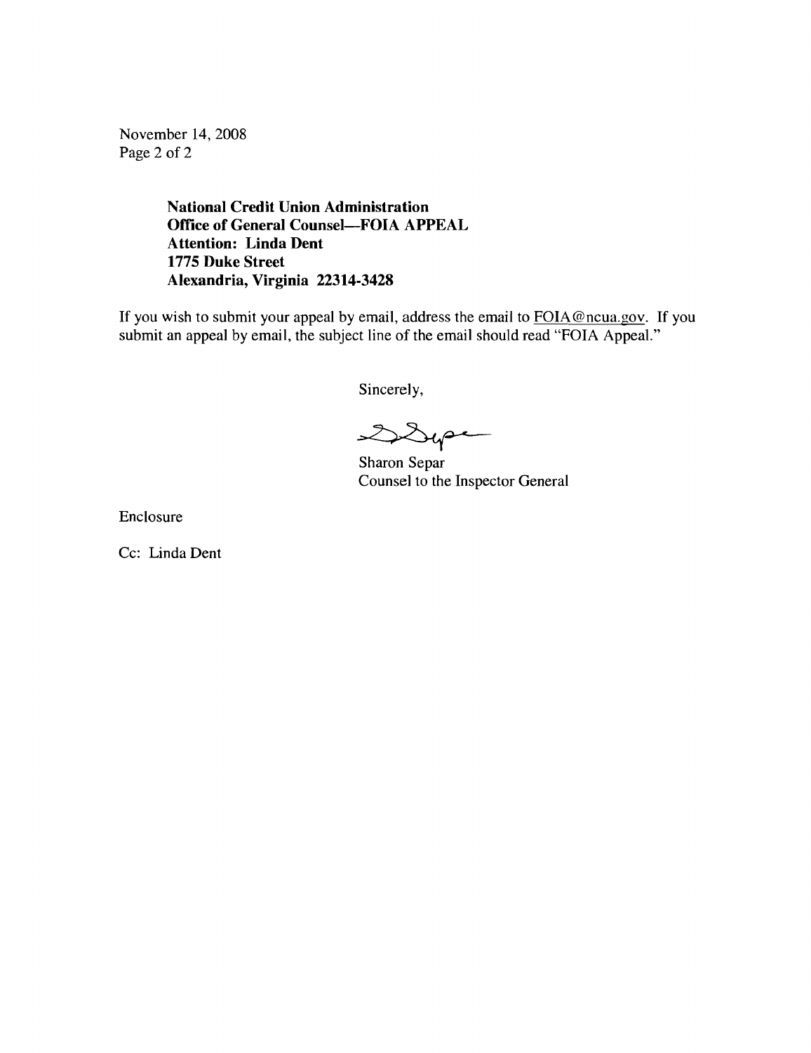November 14, 2008

**National Credit Union Administration**
**Office of General Counsel—FOIA APPEAL**
**Attention: Linda Dent**
**1775 Duke Street**
**Alexandria, Virginia 22314-3428**

If you wish to submit your appeal by email, address the email to FOIA@ncua.gov. If you submit an appeal by email, the subject line of the email should read "FOIA Appeal."

Sincerely,

Sharon Separ
Counsel to the Inspector General

Enclosure

Cc: Linda Dent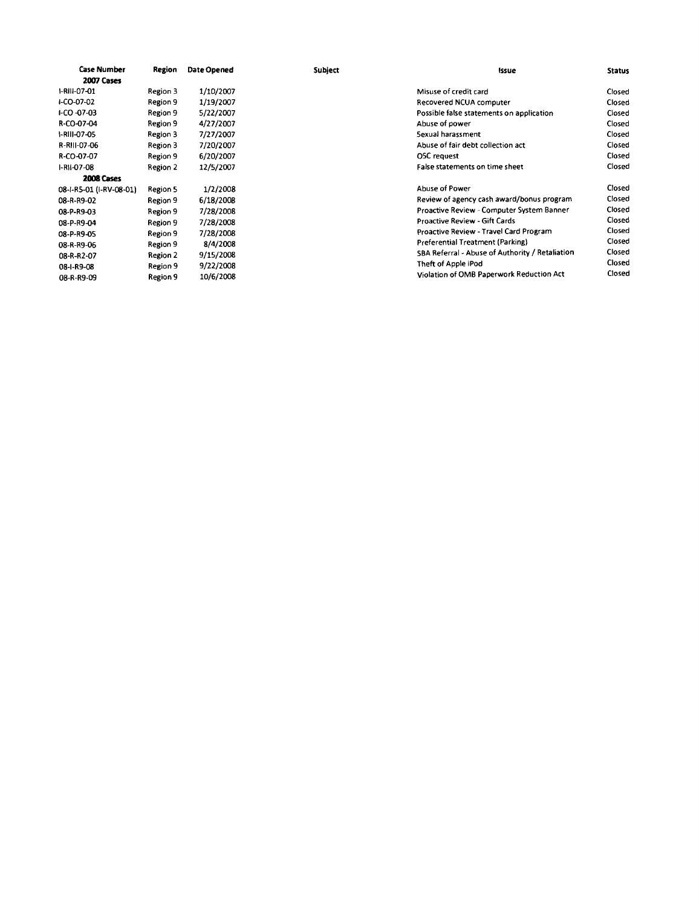| Case Number | Region | Date Opened | Subject | Issue | Status |
| --- | --- | --- | --- | --- | --- |
| **2007 Cases** | | | | | |
| I-RIII-07-01 | Region 3 | 1/10/2007 | | Misuse of credit card | Closed |
| I-CO-07-02 | Region 9 | 1/19/2007 | | Recovered NCUA computer | Closed |
| I-CO -07-03 | Region 9 | 5/22/2007 | | Possible false statements on application | Closed |
| R-CO-07-04 | Region 9 | 4/27/2007 | | Abuse of power | Closed |
| I-RIII-07-05 | Region 3 | 7/27/2007 | | Sexual harassment | Closed |
| R-RIII-07-06 | Region 3 | 7/20/2007 | | Abuse of fair debt collection act | Closed |
| R-CO-07-07 | Region 9 | 6/20/2007 | | OSC request | Closed |
| I-RII-07-08 | Region 2 | 12/5/2007 | | False statements on time sheet | Closed |
| **2008 Cases** | | | | | |
| 08-I-R5-01 (I-RV-08-01) | Region 5 | 1/2/2008 | | Abuse of Power | Closed |
| 08-R-R9-02 | Region 9 | 6/18/2008 | | Review of agency cash award/bonus program | Closed |
| 08-P-R9-03 | Region 9 | 7/28/2008 | | Proactive Review - Computer System Banner | Closed |
| 08-P-R9-04 | Region 9 | 7/28/2008 | | Proactive Review - Gift Cards | Closed |
| 08-P-R9-05 | Region 9 | 7/28/2008 | | Proactive Review - Travel Card Program | Closed |
| 08-R-R9-06 | Region 9 | 8/4/2008 | | Preferential Treatment (Parking) | Closed |
| 08-R-R2-07 | Region 2 | 9/15/2008 | | SBA Referral - Abuse of Authority / Retaliation | Closed |
| 08-I-R9-08 | Region 9 | 9/22/2008 | | Theft of Apple iPod | Closed |
| 08-R-R9-09 | Region 9 | 10/6/2008 | | Violation of OMB Paperwork Reduction Act | Closed |